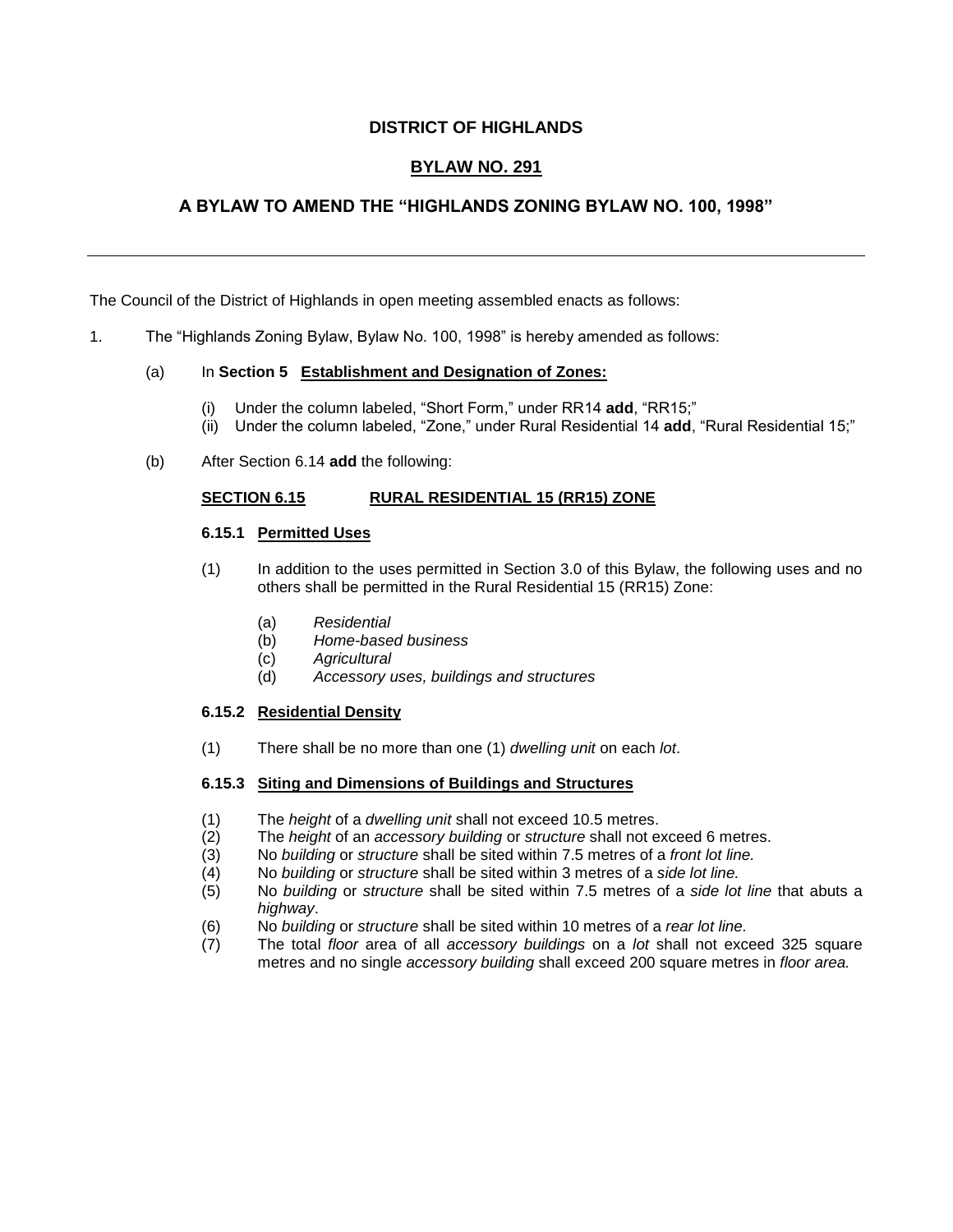# DISTRICT OF HIGHLANDS

## BYLAW NO. 291

## A BYLAW TO AMEND THE "HIGHLANDS ZONING BYLAW NO. 100, 1998"

---

The Council of the District of Highlands in open meeting assembled enacts as follows:

1. The "Highlands Zoning Bylaw, Bylaw No. 100, 1998" is hereby amended as follows:

   (a) In **Section 5 Establishment and Designation of Zones:**

      (i) Under the column labeled, "Short Form," under RR14 **add**, "RR15;"
      (ii) Under the column labeled, "Zone," under Rural Residential 14 **add**, "Rural Residential 15;"

   (b) After Section 6.14 **add** the following:

### SECTION 6.15 RURAL RESIDENTIAL 15 (RR15) ZONE

**6.15.1 Permitted Uses**

(1) In addition to the uses permitted in Section 3.0 of this Bylaw, the following uses and no others shall be permitted in the Rural Residential 15 (RR15) Zone:

   (a) *Residential*
   (b) *Home-based business*
   (c) *Agricultural*
   (d) *Accessory uses, buildings and structures*

**6.15.2 Residential Density**

(1) There shall be no more than one (1) *dwelling unit* on each *lot*.

**6.15.3 Siting and Dimensions of Buildings and Structures**

(1) The *height* of a *dwelling unit* shall not exceed 10.5 metres.
(2) The *height* of an *accessory building* or *structure* shall not exceed 6 metres.
(3) No *building* or *structure* shall be sited within 7.5 metres of a *front lot line.*
(4) No *building* or *structure* shall be sited within 3 metres of a *side lot line.*
(5) No *building* or *structure* shall be sited within 7.5 metres of a *side lot line* that abuts a *highway*.
(6) No *building* or *structure* shall be sited within 10 metres of a *rear lot line.*
(7) The total *floor* area of all *accessory buildings* on a *lot* shall not exceed 325 square metres and no single *accessory building* shall exceed 200 square metres in *floor area.*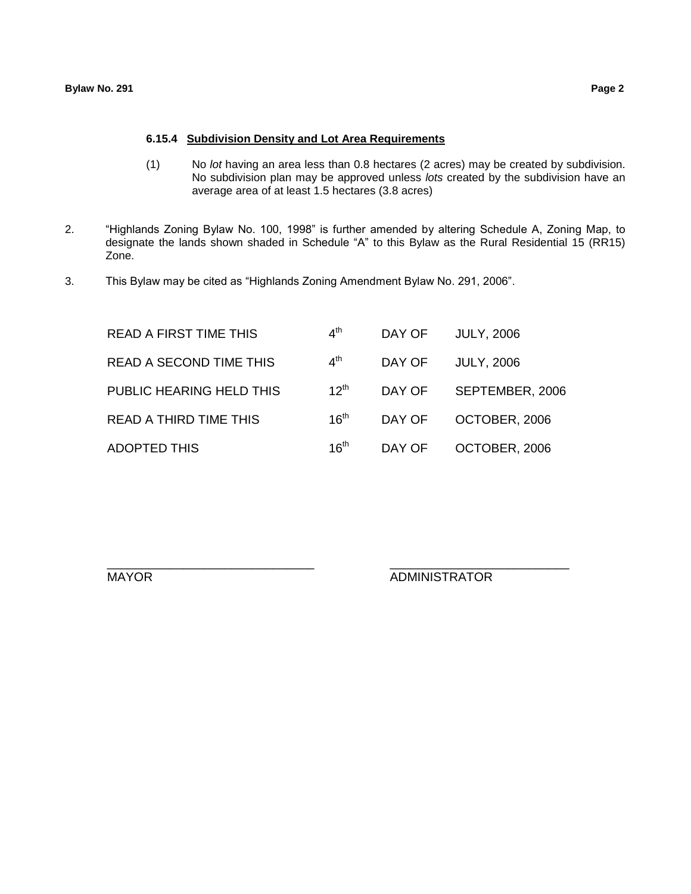#### 6.15.4 Subdivision Density and Lot Area Requirements

(1) No *lot* having an area less than 0.8 hectares (2 acres) may be created by subdivision. No subdivision plan may be approved unless *lots* created by the subdivision have an average area of at least 1.5 hectares (3.8 acres)

2. "Highlands Zoning Bylaw No. 100, 1998" is further amended by altering Schedule A, Zoning Map, to designate the lands shown shaded in Schedule "A" to this Bylaw as the Rural Residential 15 (RR15) Zone.

3. This Bylaw may be cited as "Highlands Zoning Amendment Bylaw No. 291, 2006".

| | | | |
|---|---|---|---|
| READ A FIRST TIME THIS | 4th | DAY OF | JULY, 2006 |
| READ A SECOND TIME THIS | 4th | DAY OF | JULY, 2006 |
| PUBLIC HEARING HELD THIS | 12th | DAY OF | SEPTEMBER, 2006 |
| READ A THIRD TIME THIS | 16th | DAY OF | OCTOBER, 2006 |
| ADOPTED THIS | 16th | DAY OF | OCTOBER, 2006 |

\_\_\_\_\_\_\_\_\_\_\_\_\_\_\_\_\_\_\_\_\_\_\_\_\_\_\_\_\_\_ &nbsp;&nbsp;&nbsp;&nbsp; \_\_\_\_\_\_\_\_\_\_\_\_\_\_\_\_\_\_\_\_\_\_\_\_\_\_

MAYOR &nbsp;&nbsp;&nbsp;&nbsp; ADMINISTRATOR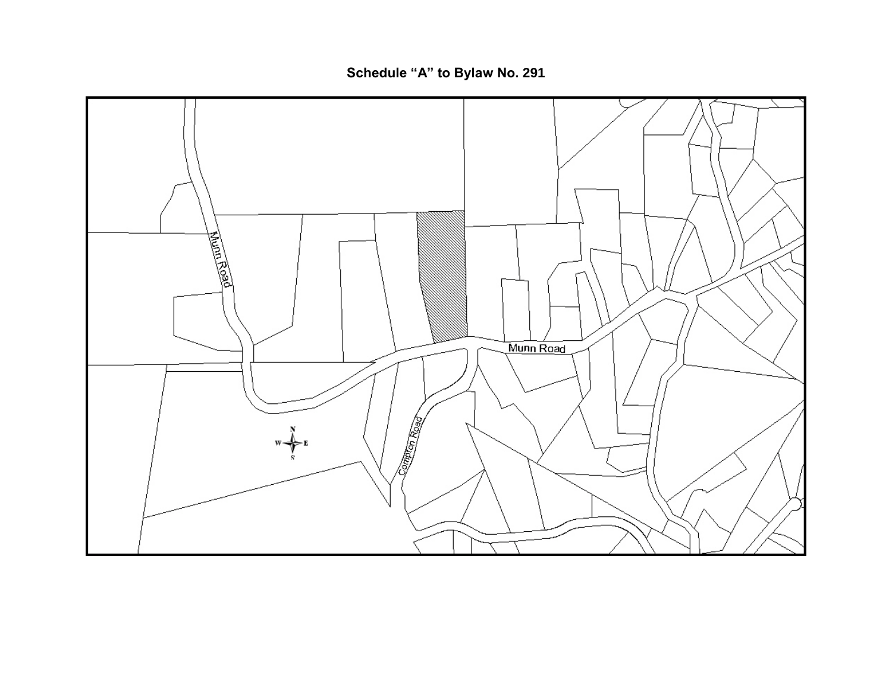**Schedule "A" to Bylaw No. 291**

Munn Road

Munn Road

Compton Road

N
W E
S